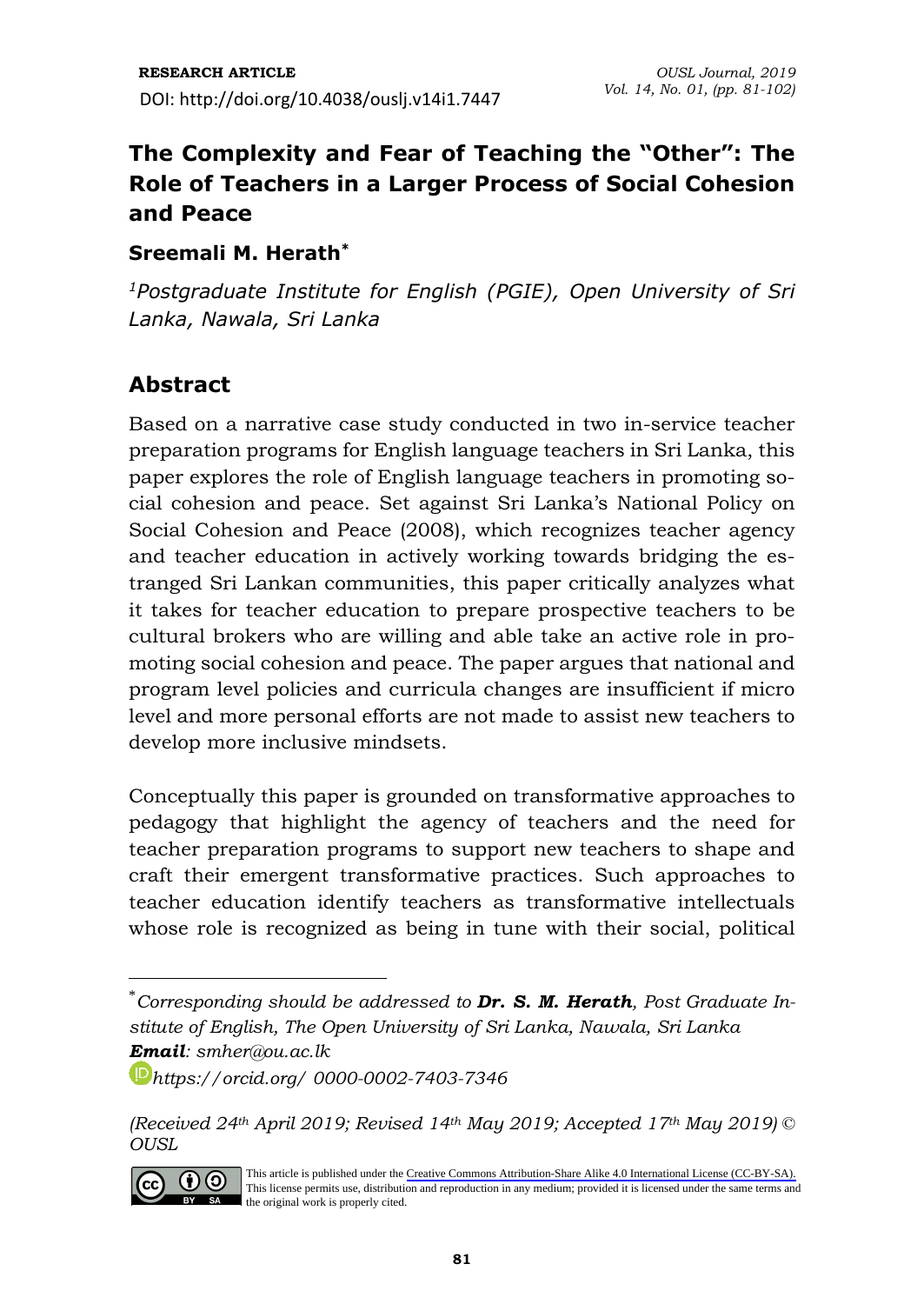**RESEARCH ARTICLE**

DOI: http://doi.org/10.4038/ouslj.v14i1.7447

# The Complexity and Fear of Teaching the "Other": The Role of Teachers in a Larger Process of Social Cohesion and Peace

**Sreemali M. Herath***

*[1]Postgraduate Institute for English (PGIE), Open University of Sri Lanka, Nawala, Sri Lanka*

## Abstract

Based on a narrative case study conducted in two in-service teacher preparation programs for English language teachers in Sri Lanka, this paper explores the role of English language teachers in promoting social cohesion and peace. Set against Sri Lanka's National Policy on Social Cohesion and Peace (2008), which recognizes teacher agency and teacher education in actively working towards bridging the estranged Sri Lankan communities, this paper critically analyzes what it takes for teacher education to prepare prospective teachers to be cultural brokers who are willing and able take an active role in promoting social cohesion and peace. The paper argues that national and program level policies and curricula changes are insufficient if micro level and more personal efforts are not made to assist new teachers to develop more inclusive mindsets.

Conceptually this paper is grounded on transformative approaches to pedagogy that highlight the agency of teachers and the need for teacher preparation programs to support new teachers to shape and craft their emergent transformative practices. Such approaches to teacher education identify teachers as transformative intellectuals whose role is recognized as being in tune with their social, political

---

*\*Corresponding should be addressed to* ***Dr. S. M. Herath****, Post Graduate Institute of English, The Open University of Sri Lanka, Nawala, Sri Lanka*
***Email****: smher@ou.ac.lk*
*https://orcid.org/ 0000-0002-7403-7346*

*(Received 24th April 2019; Revised 14th May 2019; Accepted 17th May 2019)* © *OUSL*

This article is published under the Creative Commons Attribution-Share Alike 4.0 International License (CC-BY-SA). This license permits use, distribution and reproduction in any medium; provided it is licensed under the same terms and the original work is properly cited.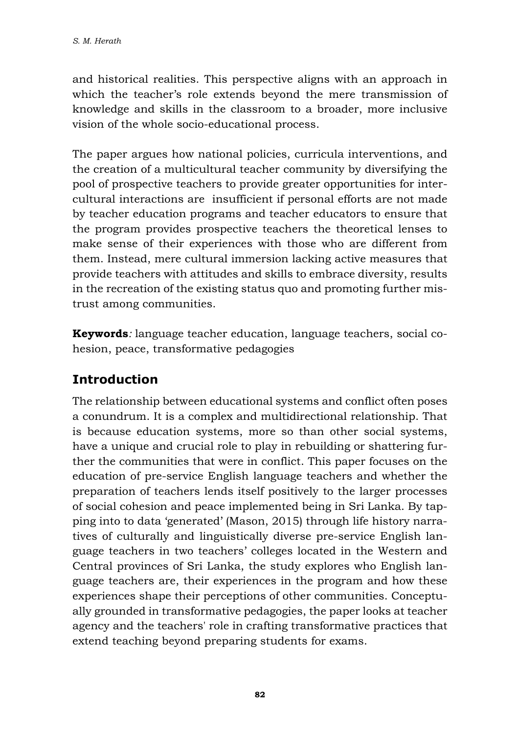and historical realities. This perspective aligns with an approach in which the teacher's role extends beyond the mere transmission of knowledge and skills in the classroom to a broader, more inclusive vision of the whole socio-educational process.

The paper argues how national policies, curricula interventions, and the creation of a multicultural teacher community by diversifying the pool of prospective teachers to provide greater opportunities for inter-cultural interactions are insufficient if personal efforts are not made by teacher education programs and teacher educators to ensure that the program provides prospective teachers the theoretical lenses to make sense of their experiences with those who are different from them. Instead, mere cultural immersion lacking active measures that provide teachers with attitudes and skills to embrace diversity, results in the recreation of the existing status quo and promoting further mis-trust among communities.

**Keywords***:* language teacher education, language teachers, social co-hesion, peace, transformative pedagogies

## Introduction

The relationship between educational systems and conflict often poses a conundrum. It is a complex and multidirectional relationship. That is because education systems, more so than other social systems, have a unique and crucial role to play in rebuilding or shattering fur-ther the communities that were in conflict. This paper focuses on the education of pre-service English language teachers and whether the preparation of teachers lends itself positively to the larger processes of social cohesion and peace implemented being in Sri Lanka. By tap-ping into to data 'generated' (Mason, 2015) through life history narra-tives of culturally and linguistically diverse pre-service English lan-guage teachers in two teachers' colleges located in the Western and Central provinces of Sri Lanka, the study explores who English lan-guage teachers are, their experiences in the program and how these experiences shape their perceptions of other communities. Conceptu-ally grounded in transformative pedagogies, the paper looks at teacher agency and the teachers' role in crafting transformative practices that extend teaching beyond preparing students for exams.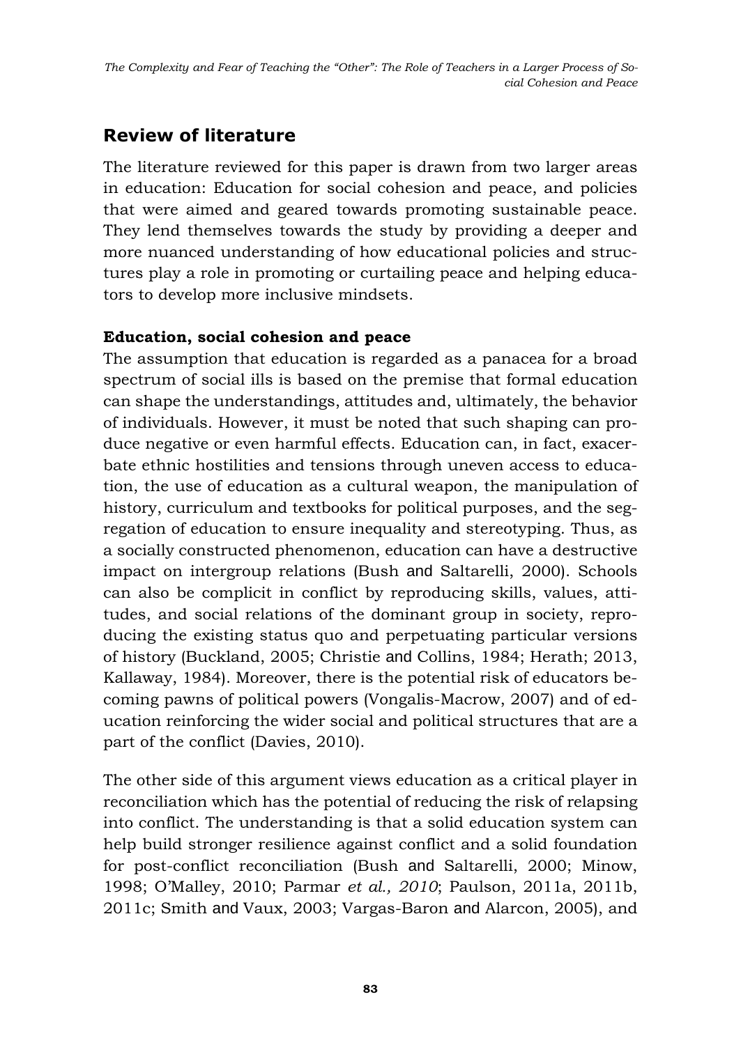## Review of literature

The literature reviewed for this paper is drawn from two larger areas in education: Education for social cohesion and peace, and policies that were aimed and geared towards promoting sustainable peace. They lend themselves towards the study by providing a deeper and more nuanced understanding of how educational policies and structures play a role in promoting or curtailing peace and helping educators to develop more inclusive mindsets.

### Education, social cohesion and peace

The assumption that education is regarded as a panacea for a broad spectrum of social ills is based on the premise that formal education can shape the understandings, attitudes and, ultimately, the behavior of individuals. However, it must be noted that such shaping can produce negative or even harmful effects. Education can, in fact, exacerbate ethnic hostilities and tensions through uneven access to education, the use of education as a cultural weapon, the manipulation of history, curriculum and textbooks for political purposes, and the segregation of education to ensure inequality and stereotyping. Thus, as a socially constructed phenomenon, education can have a destructive impact on intergroup relations (Bush and Saltarelli, 2000). Schools can also be complicit in conflict by reproducing skills, values, attitudes, and social relations of the dominant group in society, reproducing the existing status quo and perpetuating particular versions of history (Buckland, 2005; Christie and Collins, 1984; Herath; 2013, Kallaway, 1984). Moreover, there is the potential risk of educators becoming pawns of political powers (Vongalis-Macrow, 2007) and of education reinforcing the wider social and political structures that are a part of the conflict (Davies, 2010).

The other side of this argument views education as a critical player in reconciliation which has the potential of reducing the risk of relapsing into conflict. The understanding is that a solid education system can help build stronger resilience against conflict and a solid foundation for post-conflict reconciliation (Bush and Saltarelli, 2000; Minow, 1998; O'Malley, 2010; Parmar *et al., 2010*; Paulson, 2011a, 2011b, 2011c; Smith and Vaux, 2003; Vargas-Baron and Alarcon, 2005), and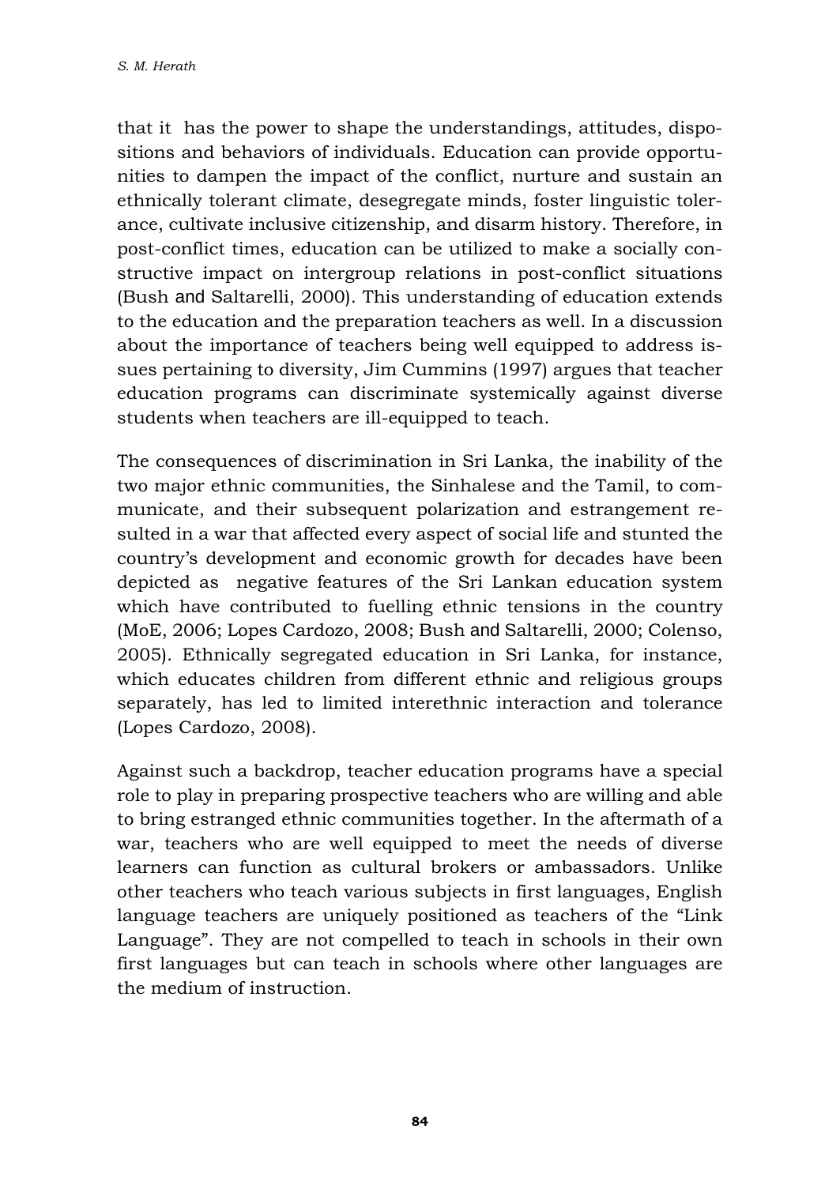that it has the power to shape the understandings, attitudes, dispositions and behaviors of individuals. Education can provide opportunities to dampen the impact of the conflict, nurture and sustain an ethnically tolerant climate, desegregate minds, foster linguistic tolerance, cultivate inclusive citizenship, and disarm history. Therefore, in post-conflict times, education can be utilized to make a socially constructive impact on intergroup relations in post-conflict situations (Bush and Saltarelli, 2000). This understanding of education extends to the education and the preparation teachers as well. In a discussion about the importance of teachers being well equipped to address issues pertaining to diversity, Jim Cummins (1997) argues that teacher education programs can discriminate systemically against diverse students when teachers are ill-equipped to teach.

The consequences of discrimination in Sri Lanka, the inability of the two major ethnic communities, the Sinhalese and the Tamil, to communicate, and their subsequent polarization and estrangement resulted in a war that affected every aspect of social life and stunted the country's development and economic growth for decades have been depicted as negative features of the Sri Lankan education system which have contributed to fuelling ethnic tensions in the country (MoE, 2006; Lopes Cardozo, 2008; Bush and Saltarelli, 2000; Colenso, 2005). Ethnically segregated education in Sri Lanka, for instance, which educates children from different ethnic and religious groups separately, has led to limited interethnic interaction and tolerance (Lopes Cardozo, 2008).

Against such a backdrop, teacher education programs have a special role to play in preparing prospective teachers who are willing and able to bring estranged ethnic communities together. In the aftermath of a war, teachers who are well equipped to meet the needs of diverse learners can function as cultural brokers or ambassadors. Unlike other teachers who teach various subjects in first languages, English language teachers are uniquely positioned as teachers of the "Link Language". They are not compelled to teach in schools in their own first languages but can teach in schools where other languages are the medium of instruction.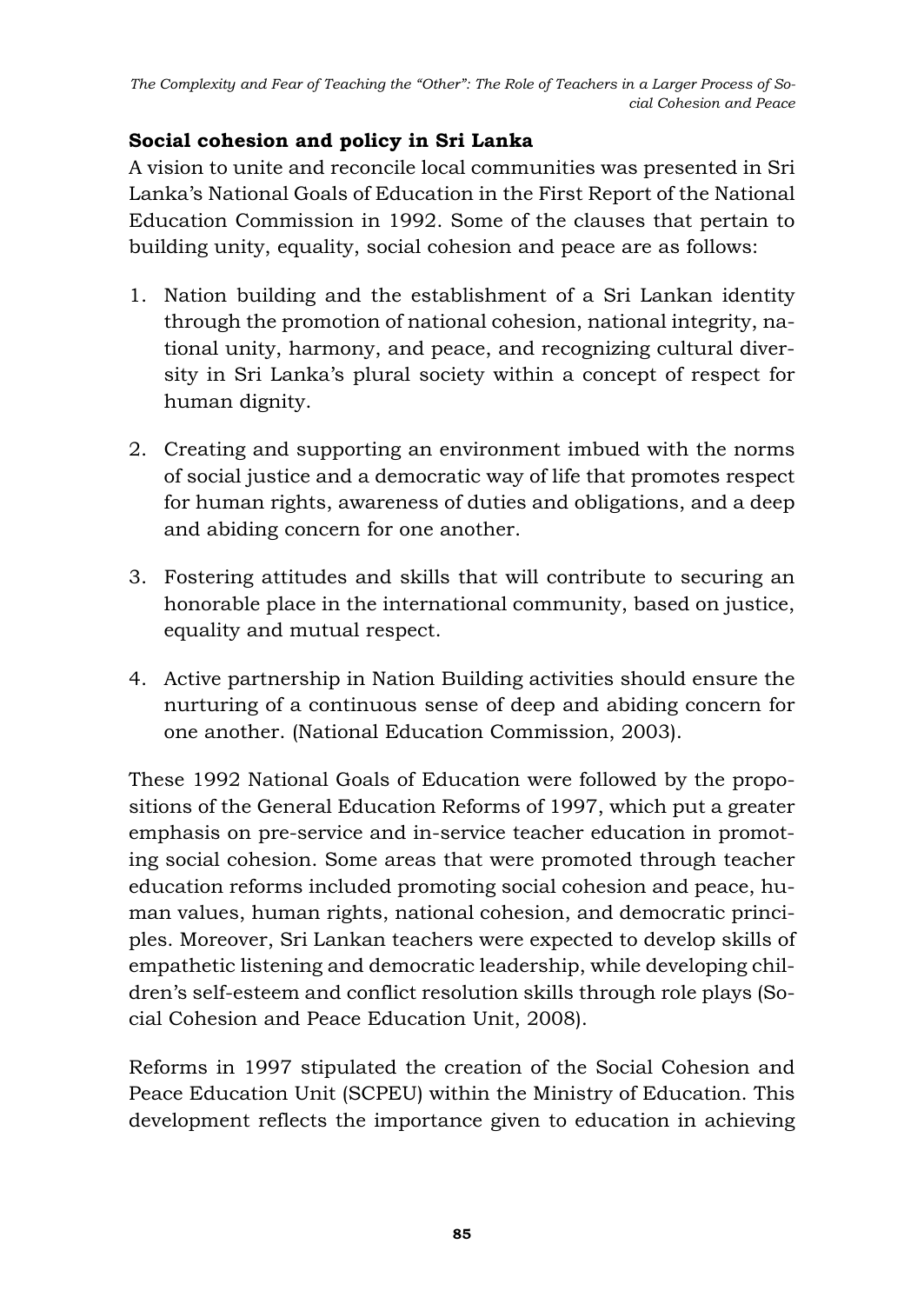## Social cohesion and policy in Sri Lanka

A vision to unite and reconcile local communities was presented in Sri Lanka's National Goals of Education in the First Report of the National Education Commission in 1992. Some of the clauses that pertain to building unity, equality, social cohesion and peace are as follows:

1. Nation building and the establishment of a Sri Lankan identity through the promotion of national cohesion, national integrity, national unity, harmony, and peace, and recognizing cultural diversity in Sri Lanka's plural society within a concept of respect for human dignity.

2. Creating and supporting an environment imbued with the norms of social justice and a democratic way of life that promotes respect for human rights, awareness of duties and obligations, and a deep and abiding concern for one another.

3. Fostering attitudes and skills that will contribute to securing an honorable place in the international community, based on justice, equality and mutual respect.

4. Active partnership in Nation Building activities should ensure the nurturing of a continuous sense of deep and abiding concern for one another. (National Education Commission, 2003).

These 1992 National Goals of Education were followed by the propositions of the General Education Reforms of 1997, which put a greater emphasis on pre-service and in-service teacher education in promoting social cohesion. Some areas that were promoted through teacher education reforms included promoting social cohesion and peace, human values, human rights, national cohesion, and democratic principles. Moreover, Sri Lankan teachers were expected to develop skills of empathetic listening and democratic leadership, while developing children's self-esteem and conflict resolution skills through role plays (Social Cohesion and Peace Education Unit, 2008).

Reforms in 1997 stipulated the creation of the Social Cohesion and Peace Education Unit (SCPEU) within the Ministry of Education. This development reflects the importance given to education in achieving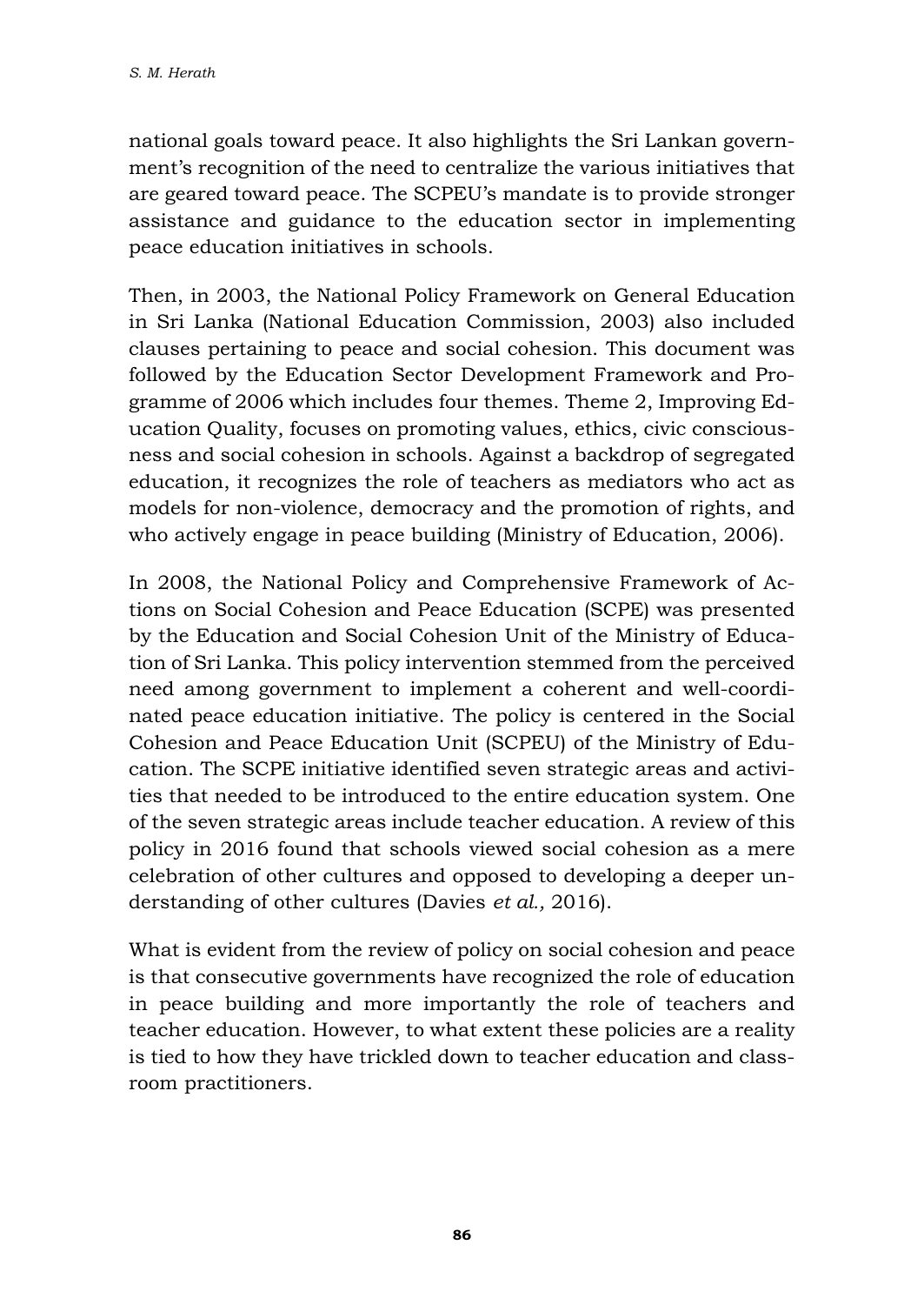national goals toward peace. It also highlights the Sri Lankan government's recognition of the need to centralize the various initiatives that are geared toward peace. The SCPEU's mandate is to provide stronger assistance and guidance to the education sector in implementing peace education initiatives in schools.

Then, in 2003, the National Policy Framework on General Education in Sri Lanka (National Education Commission, 2003) also included clauses pertaining to peace and social cohesion. This document was followed by the Education Sector Development Framework and Programme of 2006 which includes four themes. Theme 2, Improving Education Quality, focuses on promoting values, ethics, civic consciousness and social cohesion in schools. Against a backdrop of segregated education, it recognizes the role of teachers as mediators who act as models for non-violence, democracy and the promotion of rights, and who actively engage in peace building (Ministry of Education, 2006).

In 2008, the National Policy and Comprehensive Framework of Actions on Social Cohesion and Peace Education (SCPE) was presented by the Education and Social Cohesion Unit of the Ministry of Education of Sri Lanka. This policy intervention stemmed from the perceived need among government to implement a coherent and well-coordinated peace education initiative. The policy is centered in the Social Cohesion and Peace Education Unit (SCPEU) of the Ministry of Education. The SCPE initiative identified seven strategic areas and activities that needed to be introduced to the entire education system. One of the seven strategic areas include teacher education. A review of this policy in 2016 found that schools viewed social cohesion as a mere celebration of other cultures and opposed to developing a deeper understanding of other cultures (Davies *et al.,* 2016).

What is evident from the review of policy on social cohesion and peace is that consecutive governments have recognized the role of education in peace building and more importantly the role of teachers and teacher education. However, to what extent these policies are a reality is tied to how they have trickled down to teacher education and classroom practitioners.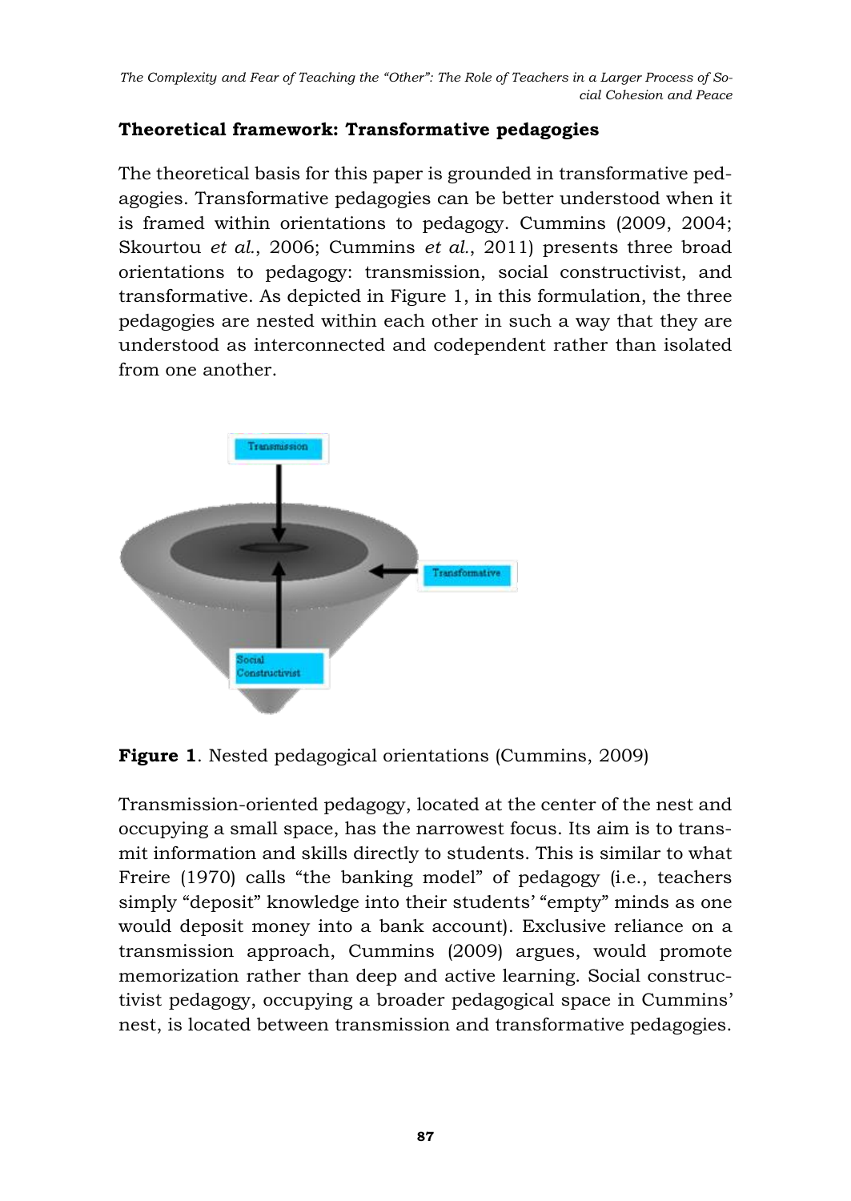## Theoretical framework: Transformative pedagogies

The theoretical basis for this paper is grounded in transformative pedagogies. Transformative pedagogies can be better understood when it is framed within orientations to pedagogy. Cummins (2009, 2004; Skourtou *et al.*, 2006; Cummins *et al.*, 2011) presents three broad orientations to pedagogy: transmission, social constructivist, and transformative. As depicted in Figure 1, in this formulation, the three pedagogies are nested within each other in such a way that they are understood as interconnected and codependent rather than isolated from one another.

**Figure 1**. Nested pedagogical orientations (Cummins, 2009)

Transmission-oriented pedagogy, located at the center of the nest and occupying a small space, has the narrowest focus. Its aim is to transmit information and skills directly to students. This is similar to what Freire (1970) calls "the banking model" of pedagogy (i.e., teachers simply "deposit" knowledge into their students' "empty" minds as one would deposit money into a bank account). Exclusive reliance on a transmission approach, Cummins (2009) argues, would promote memorization rather than deep and active learning. Social constructivist pedagogy, occupying a broader pedagogical space in Cummins' nest, is located between transmission and transformative pedagogies.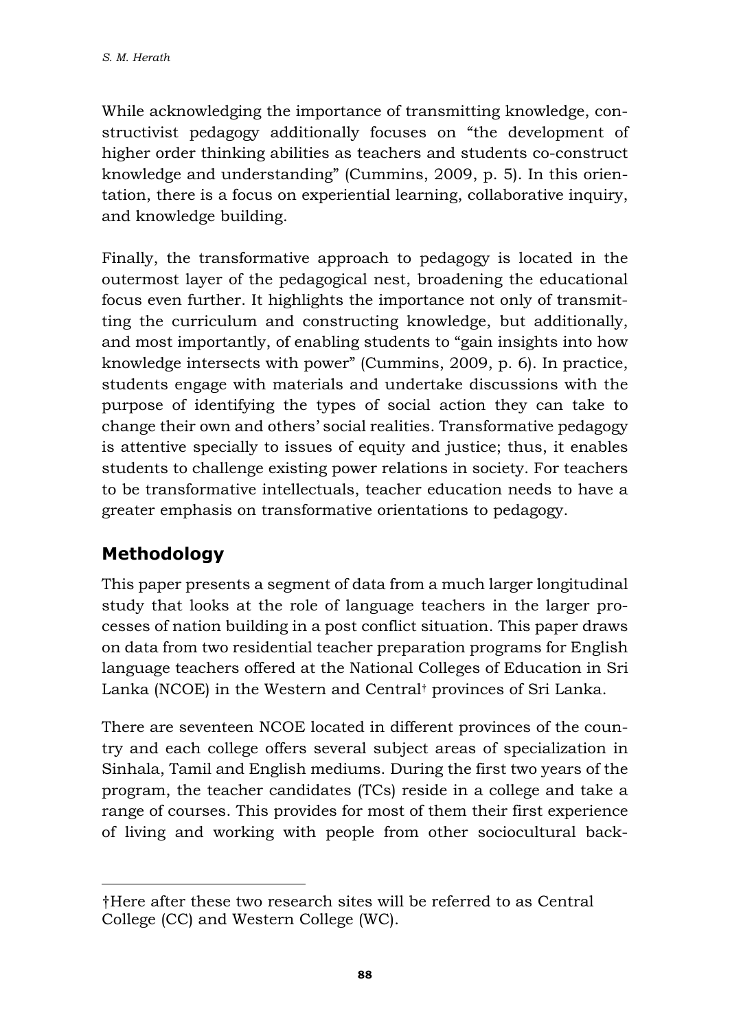While acknowledging the importance of transmitting knowledge, constructivist pedagogy additionally focuses on "the development of higher order thinking abilities as teachers and students co-construct knowledge and understanding" (Cummins, 2009, p. 5). In this orientation, there is a focus on experiential learning, collaborative inquiry, and knowledge building.

Finally, the transformative approach to pedagogy is located in the outermost layer of the pedagogical nest, broadening the educational focus even further. It highlights the importance not only of transmitting the curriculum and constructing knowledge, but additionally, and most importantly, of enabling students to "gain insights into how knowledge intersects with power" (Cummins, 2009, p. 6). In practice, students engage with materials and undertake discussions with the purpose of identifying the types of social action they can take to change their own and others' social realities. Transformative pedagogy is attentive specially to issues of equity and justice; thus, it enables students to challenge existing power relations in society. For teachers to be transformative intellectuals, teacher education needs to have a greater emphasis on transformative orientations to pedagogy.

## Methodology

This paper presents a segment of data from a much larger longitudinal study that looks at the role of language teachers in the larger processes of nation building in a post conflict situation. This paper draws on data from two residential teacher preparation programs for English language teachers offered at the National Colleges of Education in Sri Lanka (NCOE) in the Western and Central[†] provinces of Sri Lanka.

There are seventeen NCOE located in different provinces of the country and each college offers several subject areas of specialization in Sinhala, Tamil and English mediums. During the first two years of the program, the teacher candidates (TCs) reside in a college and take a range of courses. This provides for most of them their first experience of living and working with people from other sociocultural back-

---

†Here after these two research sites will be referred to as Central College (CC) and Western College (WC).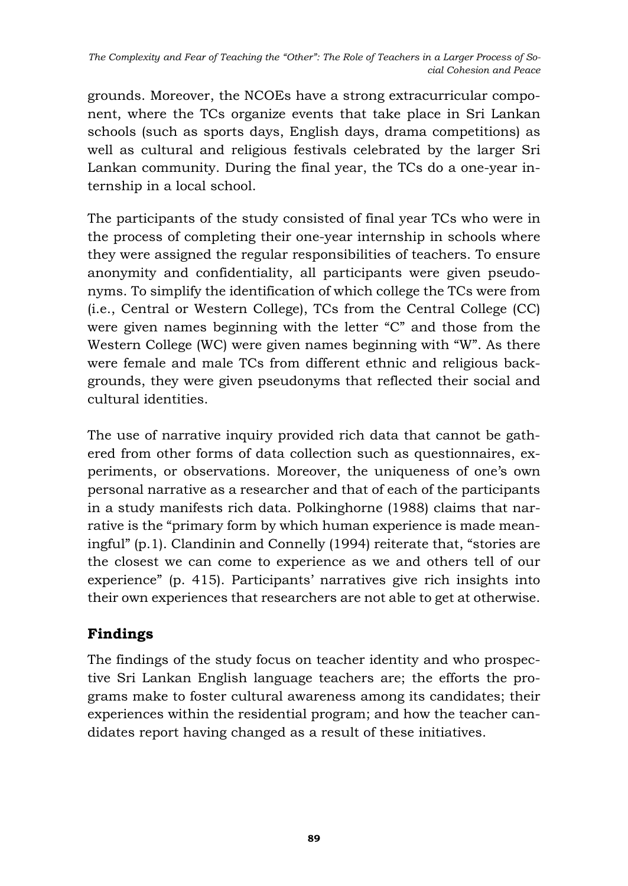grounds. Moreover, the NCOEs have a strong extracurricular component, where the TCs organize events that take place in Sri Lankan schools (such as sports days, English days, drama competitions) as well as cultural and religious festivals celebrated by the larger Sri Lankan community. During the final year, the TCs do a one-year internship in a local school.

The participants of the study consisted of final year TCs who were in the process of completing their one-year internship in schools where they were assigned the regular responsibilities of teachers. To ensure anonymity and confidentiality, all participants were given pseudonyms. To simplify the identification of which college the TCs were from (i.e., Central or Western College), TCs from the Central College (CC) were given names beginning with the letter "C" and those from the Western College (WC) were given names beginning with "W". As there were female and male TCs from different ethnic and religious backgrounds, they were given pseudonyms that reflected their social and cultural identities.

The use of narrative inquiry provided rich data that cannot be gathered from other forms of data collection such as questionnaires, experiments, or observations. Moreover, the uniqueness of one's own personal narrative as a researcher and that of each of the participants in a study manifests rich data. Polkinghorne (1988) claims that narrative is the "primary form by which human experience is made meaningful" (p.1). Clandinin and Connelly (1994) reiterate that, "stories are the closest we can come to experience as we and others tell of our experience" (p. 415). Participants' narratives give rich insights into their own experiences that researchers are not able to get at otherwise.

## Findings

The findings of the study focus on teacher identity and who prospective Sri Lankan English language teachers are; the efforts the programs make to foster cultural awareness among its candidates; their experiences within the residential program; and how the teacher candidates report having changed as a result of these initiatives.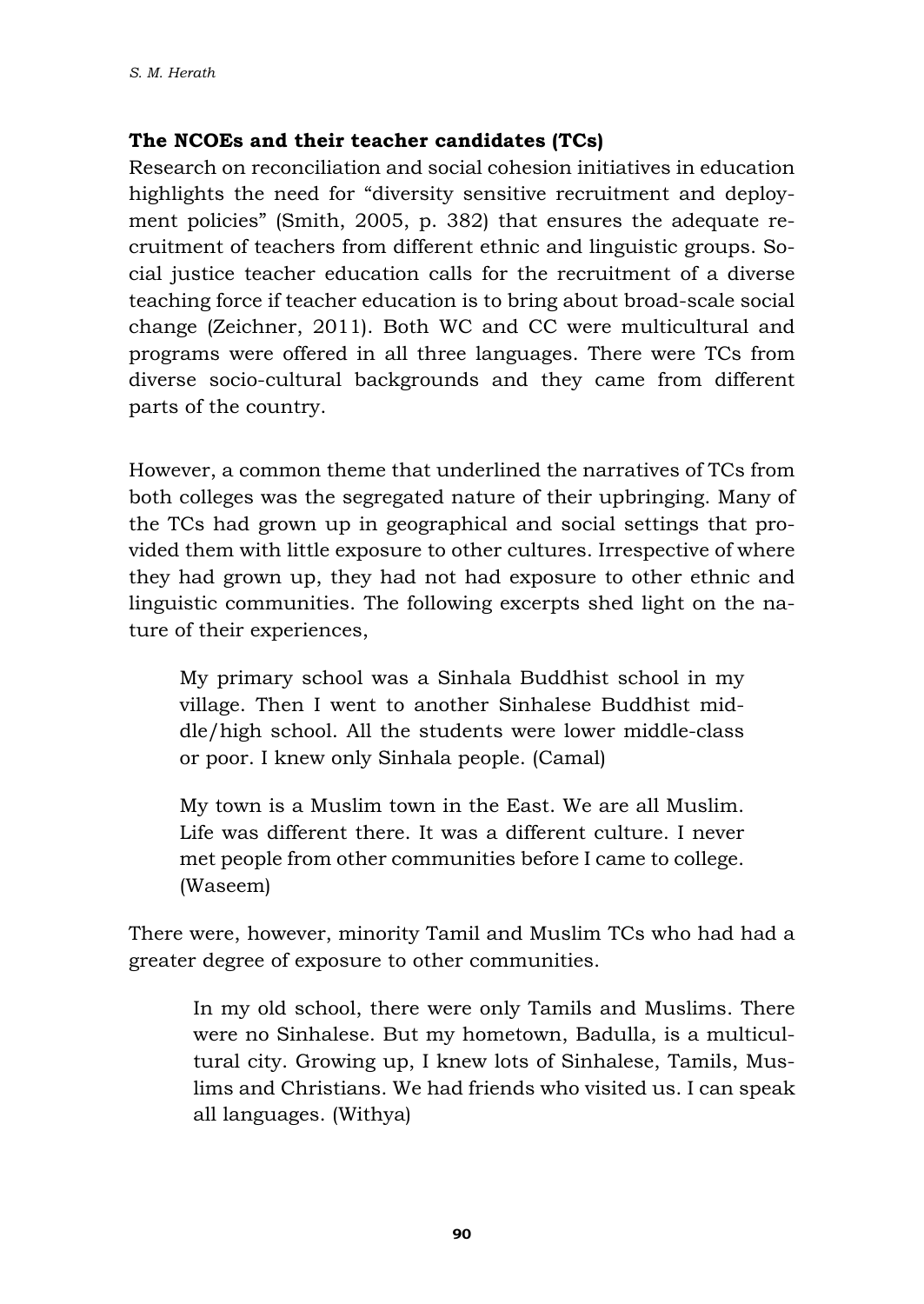### The NCOEs and their teacher candidates (TCs)

Research on reconciliation and social cohesion initiatives in education highlights the need for "diversity sensitive recruitment and deployment policies" (Smith, 2005, p. 382) that ensures the adequate recruitment of teachers from different ethnic and linguistic groups. Social justice teacher education calls for the recruitment of a diverse teaching force if teacher education is to bring about broad-scale social change (Zeichner, 2011). Both WC and CC were multicultural and programs were offered in all three languages. There were TCs from diverse socio-cultural backgrounds and they came from different parts of the country.

However, a common theme that underlined the narratives of TCs from both colleges was the segregated nature of their upbringing. Many of the TCs had grown up in geographical and social settings that provided them with little exposure to other cultures. Irrespective of where they had grown up, they had not had exposure to other ethnic and linguistic communities. The following excerpts shed light on the nature of their experiences,

> My primary school was a Sinhala Buddhist school in my village. Then I went to another Sinhalese Buddhist middle/high school. All the students were lower middle-class or poor. I knew only Sinhala people. (Camal)

> My town is a Muslim town in the East. We are all Muslim. Life was different there. It was a different culture. I never met people from other communities before I came to college. (Waseem)

There were, however, minority Tamil and Muslim TCs who had had a greater degree of exposure to other communities.

> In my old school, there were only Tamils and Muslims. There were no Sinhalese. But my hometown, Badulla, is a multicultural city. Growing up, I knew lots of Sinhalese, Tamils, Muslims and Christians. We had friends who visited us. I can speak all languages. (Withya)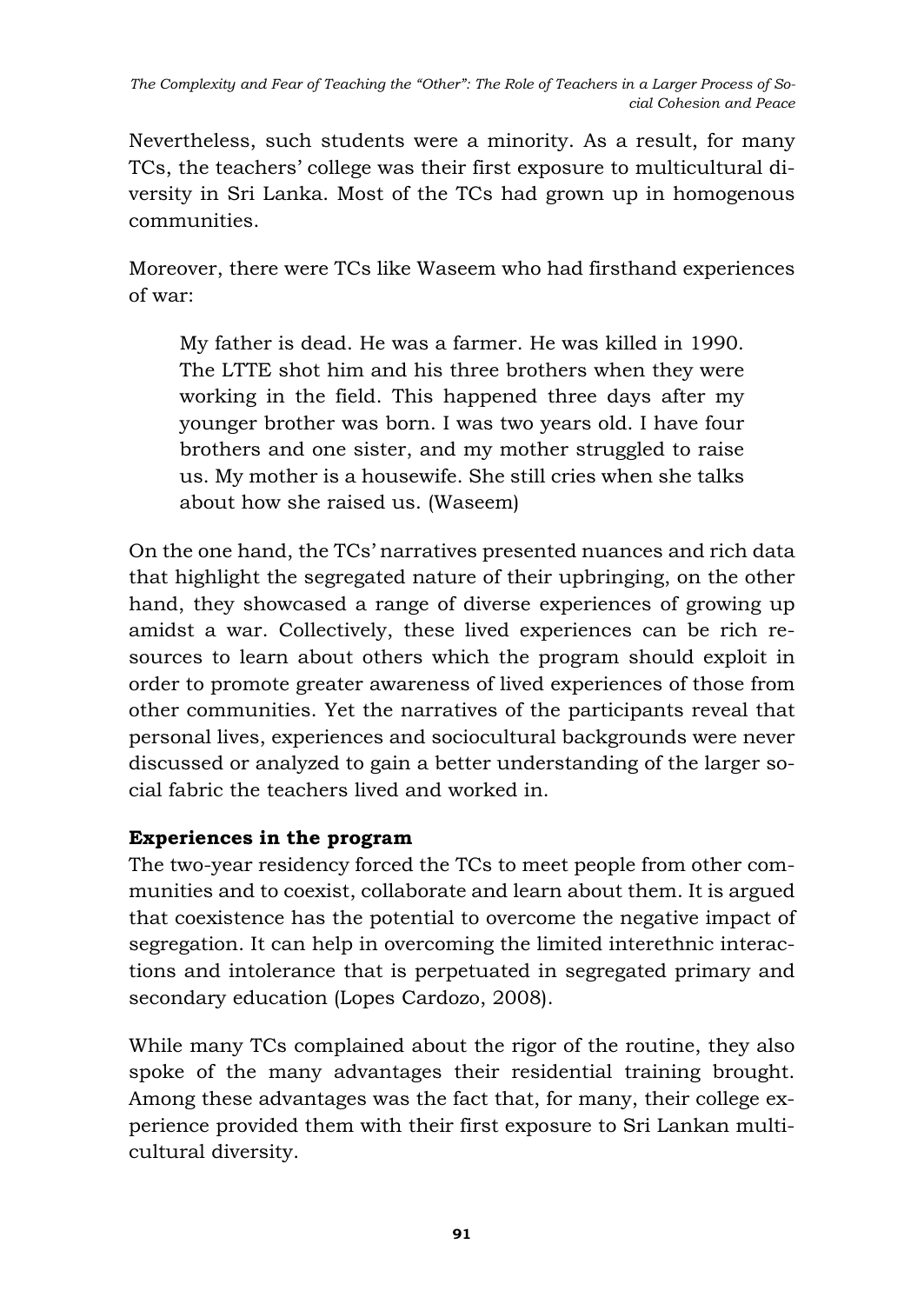Nevertheless, such students were a minority. As a result, for many TCs, the teachers' college was their first exposure to multicultural diversity in Sri Lanka. Most of the TCs had grown up in homogenous communities.

Moreover, there were TCs like Waseem who had firsthand experiences of war:

> My father is dead. He was a farmer. He was killed in 1990. The LTTE shot him and his three brothers when they were working in the field. This happened three days after my younger brother was born. I was two years old. I have four brothers and one sister, and my mother struggled to raise us. My mother is a housewife. She still cries when she talks about how she raised us. (Waseem)

On the one hand, the TCs' narratives presented nuances and rich data that highlight the segregated nature of their upbringing, on the other hand, they showcased a range of diverse experiences of growing up amidst a war. Collectively, these lived experiences can be rich resources to learn about others which the program should exploit in order to promote greater awareness of lived experiences of those from other communities. Yet the narratives of the participants reveal that personal lives, experiences and sociocultural backgrounds were never discussed or analyzed to gain a better understanding of the larger social fabric the teachers lived and worked in.

**Experiences in the program**

The two-year residency forced the TCs to meet people from other communities and to coexist, collaborate and learn about them. It is argued that coexistence has the potential to overcome the negative impact of segregation. It can help in overcoming the limited interethnic interactions and intolerance that is perpetuated in segregated primary and secondary education (Lopes Cardozo, 2008).

While many TCs complained about the rigor of the routine, they also spoke of the many advantages their residential training brought. Among these advantages was the fact that, for many, their college experience provided them with their first exposure to Sri Lankan multicultural diversity.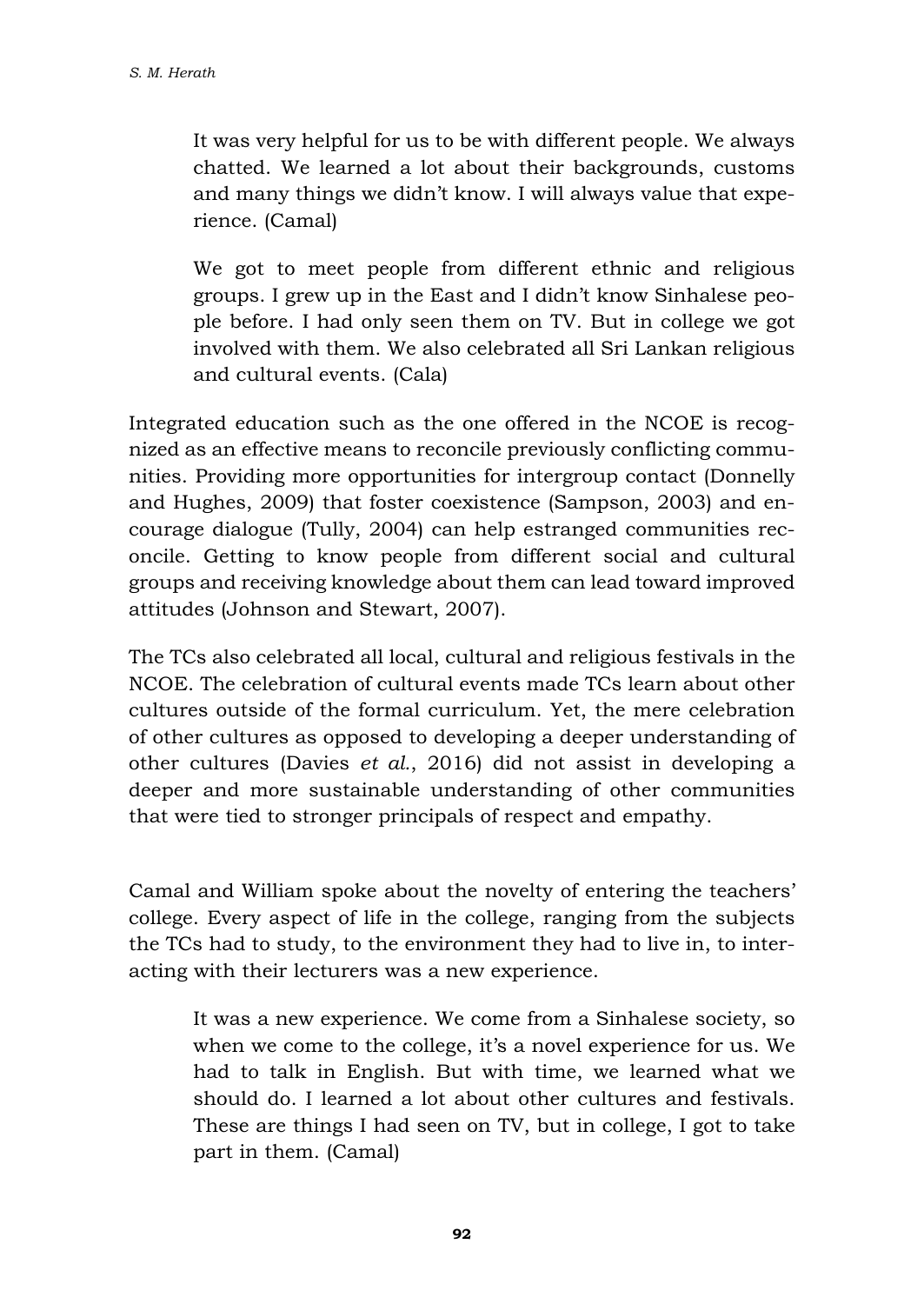> It was very helpful for us to be with different people. We always chatted. We learned a lot about their backgrounds, customs and many things we didn't know. I will always value that experience. (Camal)

> We got to meet people from different ethnic and religious groups. I grew up in the East and I didn't know Sinhalese people before. I had only seen them on TV. But in college we got involved with them. We also celebrated all Sri Lankan religious and cultural events. (Cala)

Integrated education such as the one offered in the NCOE is recognized as an effective means to reconcile previously conflicting communities. Providing more opportunities for intergroup contact (Donnelly and Hughes, 2009) that foster coexistence (Sampson, 2003) and encourage dialogue (Tully, 2004) can help estranged communities reconcile. Getting to know people from different social and cultural groups and receiving knowledge about them can lead toward improved attitudes (Johnson and Stewart, 2007).

The TCs also celebrated all local, cultural and religious festivals in the NCOE. The celebration of cultural events made TCs learn about other cultures outside of the formal curriculum. Yet, the mere celebration of other cultures as opposed to developing a deeper understanding of other cultures (Davies *et al.*, 2016) did not assist in developing a deeper and more sustainable understanding of other communities that were tied to stronger principals of respect and empathy.

Camal and William spoke about the novelty of entering the teachers' college. Every aspect of life in the college, ranging from the subjects the TCs had to study, to the environment they had to live in, to interacting with their lecturers was a new experience.

> It was a new experience. We come from a Sinhalese society, so when we come to the college, it's a novel experience for us. We had to talk in English. But with time, we learned what we should do. I learned a lot about other cultures and festivals. These are things I had seen on TV, but in college, I got to take part in them. (Camal)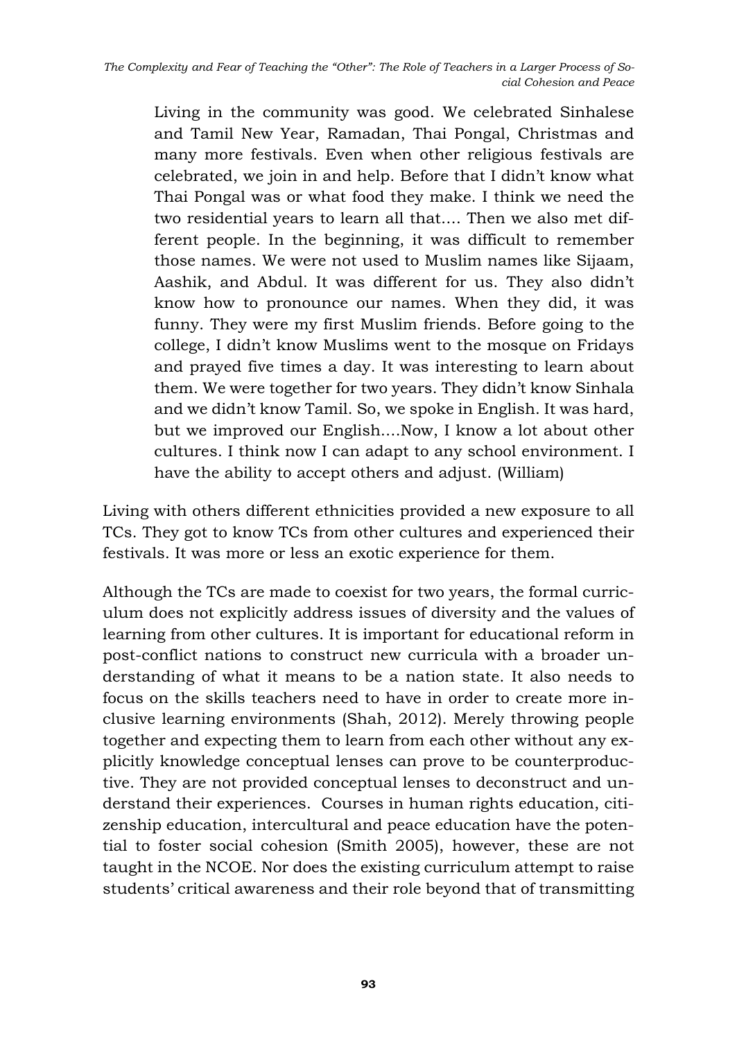> Living in the community was good. We celebrated Sinhalese and Tamil New Year, Ramadan, Thai Pongal, Christmas and many more festivals. Even when other religious festivals are celebrated, we join in and help. Before that I didn't know what Thai Pongal was or what food they make. I think we need the two residential years to learn all that…. Then we also met different people. In the beginning, it was difficult to remember those names. We were not used to Muslim names like Sijaam, Aashik, and Abdul. It was different for us. They also didn't know how to pronounce our names. When they did, it was funny. They were my first Muslim friends. Before going to the college, I didn't know Muslims went to the mosque on Fridays and prayed five times a day. It was interesting to learn about them. We were together for two years. They didn't know Sinhala and we didn't know Tamil. So, we spoke in English. It was hard, but we improved our English….Now, I know a lot about other cultures. I think now I can adapt to any school environment. I have the ability to accept others and adjust. (William)

Living with others different ethnicities provided a new exposure to all TCs. They got to know TCs from other cultures and experienced their festivals. It was more or less an exotic experience for them.

Although the TCs are made to coexist for two years, the formal curriculum does not explicitly address issues of diversity and the values of learning from other cultures. It is important for educational reform in post-conflict nations to construct new curricula with a broader understanding of what it means to be a nation state. It also needs to focus on the skills teachers need to have in order to create more inclusive learning environments (Shah, 2012). Merely throwing people together and expecting them to learn from each other without any explicitly knowledge conceptual lenses can prove to be counterproductive. They are not provided conceptual lenses to deconstruct and understand their experiences. Courses in human rights education, citizenship education, intercultural and peace education have the potential to foster social cohesion (Smith 2005), however, these are not taught in the NCOE. Nor does the existing curriculum attempt to raise students' critical awareness and their role beyond that of transmitting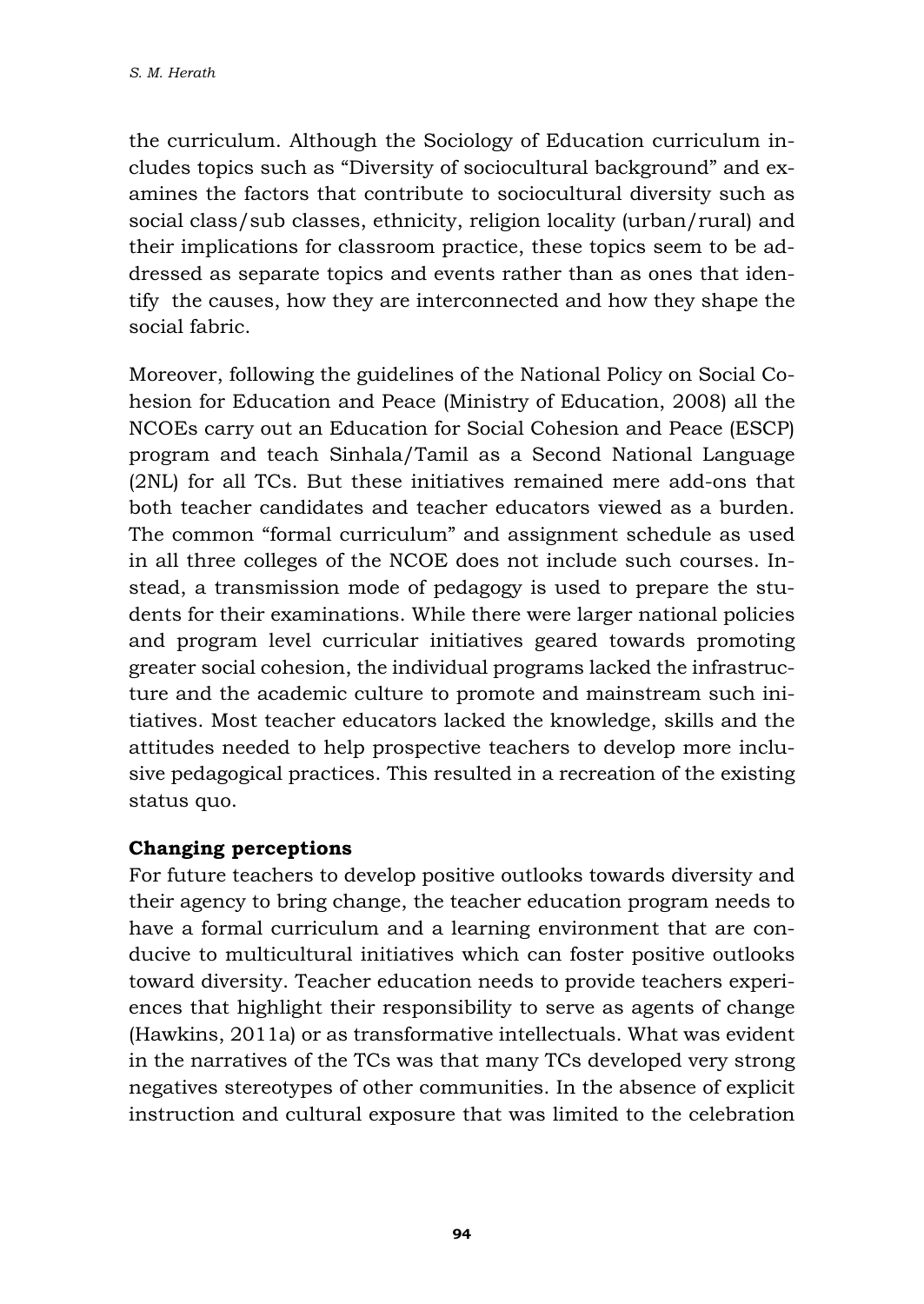the curriculum. Although the Sociology of Education curriculum includes topics such as "Diversity of sociocultural background" and examines the factors that contribute to sociocultural diversity such as social class/sub classes, ethnicity, religion locality (urban/rural) and their implications for classroom practice, these topics seem to be addressed as separate topics and events rather than as ones that identify the causes, how they are interconnected and how they shape the social fabric.

Moreover, following the guidelines of the National Policy on Social Cohesion for Education and Peace (Ministry of Education, 2008) all the NCOEs carry out an Education for Social Cohesion and Peace (ESCP) program and teach Sinhala/Tamil as a Second National Language (2NL) for all TCs. But these initiatives remained mere add-ons that both teacher candidates and teacher educators viewed as a burden. The common "formal curriculum" and assignment schedule as used in all three colleges of the NCOE does not include such courses. Instead, a transmission mode of pedagogy is used to prepare the students for their examinations. While there were larger national policies and program level curricular initiatives geared towards promoting greater social cohesion, the individual programs lacked the infrastructure and the academic culture to promote and mainstream such initiatives. Most teacher educators lacked the knowledge, skills and the attitudes needed to help prospective teachers to develop more inclusive pedagogical practices. This resulted in a recreation of the existing status quo.

**Changing perceptions**

For future teachers to develop positive outlooks towards diversity and their agency to bring change, the teacher education program needs to have a formal curriculum and a learning environment that are conducive to multicultural initiatives which can foster positive outlooks toward diversity. Teacher education needs to provide teachers experiences that highlight their responsibility to serve as agents of change (Hawkins, 2011a) or as transformative intellectuals. What was evident in the narratives of the TCs was that many TCs developed very strong negatives stereotypes of other communities. In the absence of explicit instruction and cultural exposure that was limited to the celebration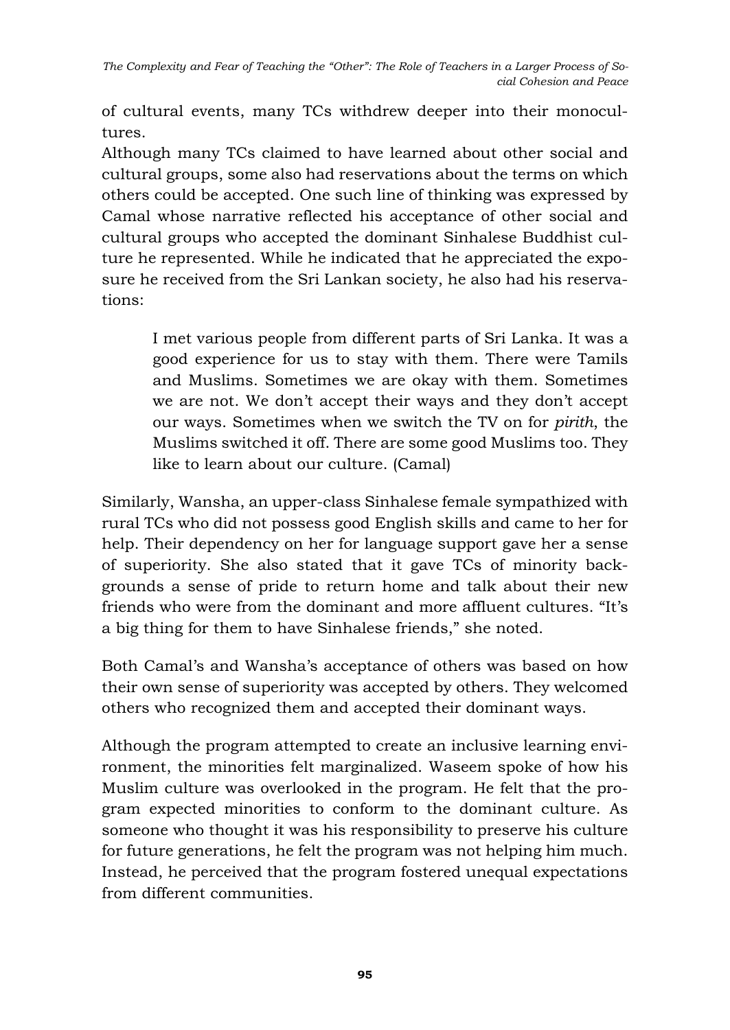of cultural events, many TCs withdrew deeper into their monocultures.

Although many TCs claimed to have learned about other social and cultural groups, some also had reservations about the terms on which others could be accepted. One such line of thinking was expressed by Camal whose narrative reflected his acceptance of other social and cultural groups who accepted the dominant Sinhalese Buddhist culture he represented. While he indicated that he appreciated the exposure he received from the Sri Lankan society, he also had his reservations:

> I met various people from different parts of Sri Lanka. It was a good experience for us to stay with them. There were Tamils and Muslims. Sometimes we are okay with them. Sometimes we are not. We don't accept their ways and they don't accept our ways. Sometimes when we switch the TV on for *pirith*, the Muslims switched it off. There are some good Muslims too. They like to learn about our culture. (Camal)

Similarly, Wansha, an upper-class Sinhalese female sympathized with rural TCs who did not possess good English skills and came to her for help. Their dependency on her for language support gave her a sense of superiority. She also stated that it gave TCs of minority backgrounds a sense of pride to return home and talk about their new friends who were from the dominant and more affluent cultures. "It's a big thing for them to have Sinhalese friends," she noted.

Both Camal's and Wansha's acceptance of others was based on how their own sense of superiority was accepted by others. They welcomed others who recognized them and accepted their dominant ways.

Although the program attempted to create an inclusive learning environment, the minorities felt marginalized. Waseem spoke of how his Muslim culture was overlooked in the program. He felt that the program expected minorities to conform to the dominant culture. As someone who thought it was his responsibility to preserve his culture for future generations, he felt the program was not helping him much. Instead, he perceived that the program fostered unequal expectations from different communities.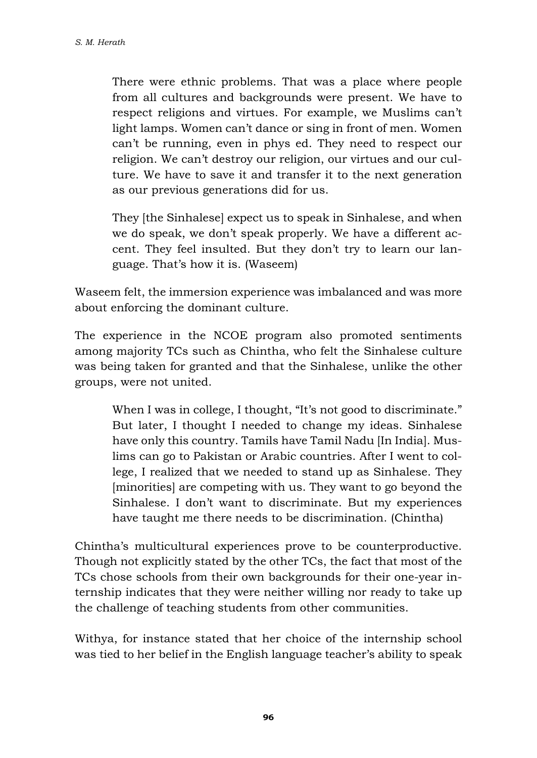> There were ethnic problems. That was a place where people from all cultures and backgrounds were present. We have to respect religions and virtues. For example, we Muslims can't light lamps. Women can't dance or sing in front of men. Women can't be running, even in phys ed. They need to respect our religion. We can't destroy our religion, our virtues and our culture. We have to save it and transfer it to the next generation as our previous generations did for us.
>
> They [the Sinhalese] expect us to speak in Sinhalese, and when we do speak, we don't speak properly. We have a different accent. They feel insulted. But they don't try to learn our language. That's how it is. (Waseem)

Waseem felt, the immersion experience was imbalanced and was more about enforcing the dominant culture.

The experience in the NCOE program also promoted sentiments among majority TCs such as Chintha, who felt the Sinhalese culture was being taken for granted and that the Sinhalese, unlike the other groups, were not united.

> When I was in college, I thought, "It's not good to discriminate." But later, I thought I needed to change my ideas. Sinhalese have only this country. Tamils have Tamil Nadu [In India]. Muslims can go to Pakistan or Arabic countries. After I went to college, I realized that we needed to stand up as Sinhalese. They [minorities] are competing with us. They want to go beyond the Sinhalese. I don't want to discriminate. But my experiences have taught me there needs to be discrimination. (Chintha)

Chintha's multicultural experiences prove to be counterproductive. Though not explicitly stated by the other TCs, the fact that most of the TCs chose schools from their own backgrounds for their one-year internship indicates that they were neither willing nor ready to take up the challenge of teaching students from other communities.

Withya, for instance stated that her choice of the internship school was tied to her belief in the English language teacher's ability to speak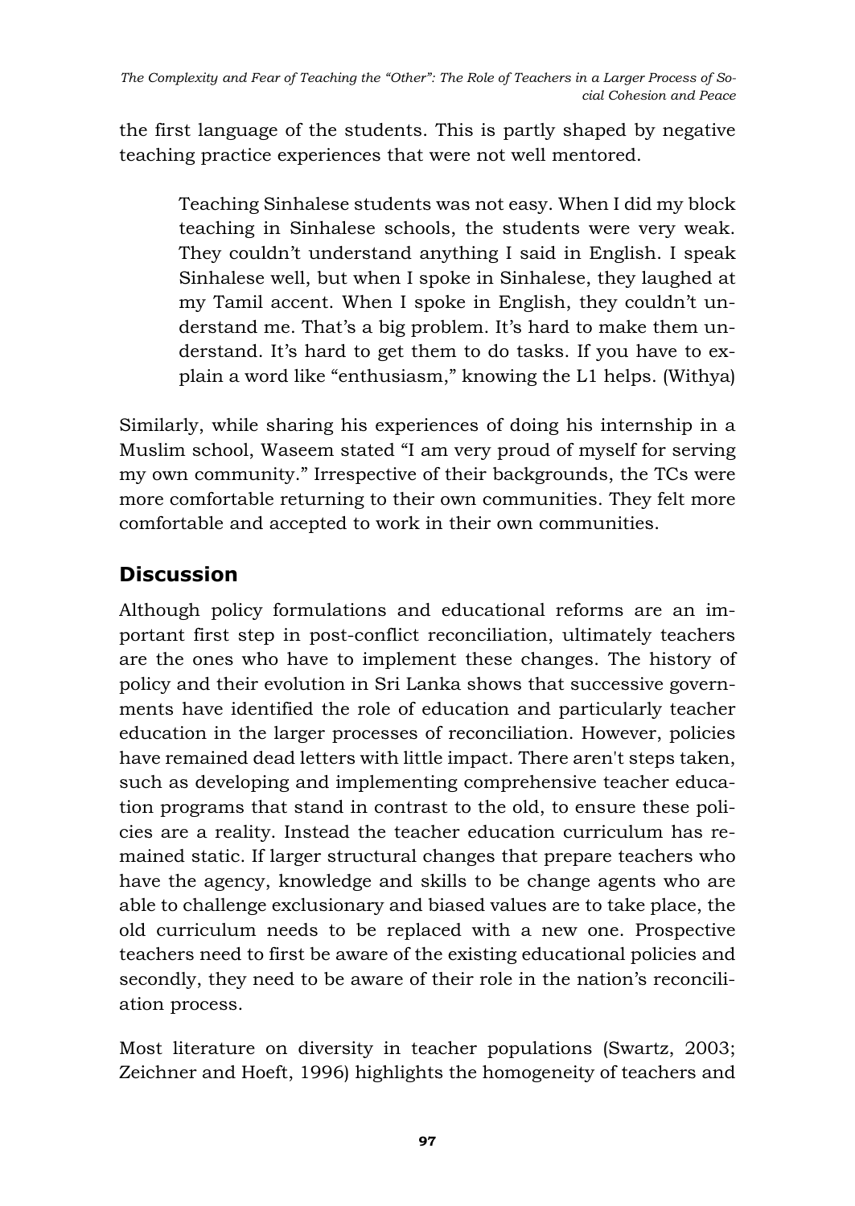the first language of the students. This is partly shaped by negative teaching practice experiences that were not well mentored.

> Teaching Sinhalese students was not easy. When I did my block teaching in Sinhalese schools, the students were very weak. They couldn't understand anything I said in English. I speak Sinhalese well, but when I spoke in Sinhalese, they laughed at my Tamil accent. When I spoke in English, they couldn't understand me. That's a big problem. It's hard to make them understand. It's hard to get them to do tasks. If you have to explain a word like "enthusiasm," knowing the L1 helps. (Withya)

Similarly, while sharing his experiences of doing his internship in a Muslim school, Waseem stated "I am very proud of myself for serving my own community." Irrespective of their backgrounds, the TCs were more comfortable returning to their own communities. They felt more comfortable and accepted to work in their own communities.

## Discussion

Although policy formulations and educational reforms are an important first step in post-conflict reconciliation, ultimately teachers are the ones who have to implement these changes. The history of policy and their evolution in Sri Lanka shows that successive governments have identified the role of education and particularly teacher education in the larger processes of reconciliation. However, policies have remained dead letters with little impact. There aren't steps taken, such as developing and implementing comprehensive teacher education programs that stand in contrast to the old, to ensure these policies are a reality. Instead the teacher education curriculum has remained static. If larger structural changes that prepare teachers who have the agency, knowledge and skills to be change agents who are able to challenge exclusionary and biased values are to take place, the old curriculum needs to be replaced with a new one. Prospective teachers need to first be aware of the existing educational policies and secondly, they need to be aware of their role in the nation's reconciliation process.

Most literature on diversity in teacher populations (Swartz, 2003; Zeichner and Hoeft, 1996) highlights the homogeneity of teachers and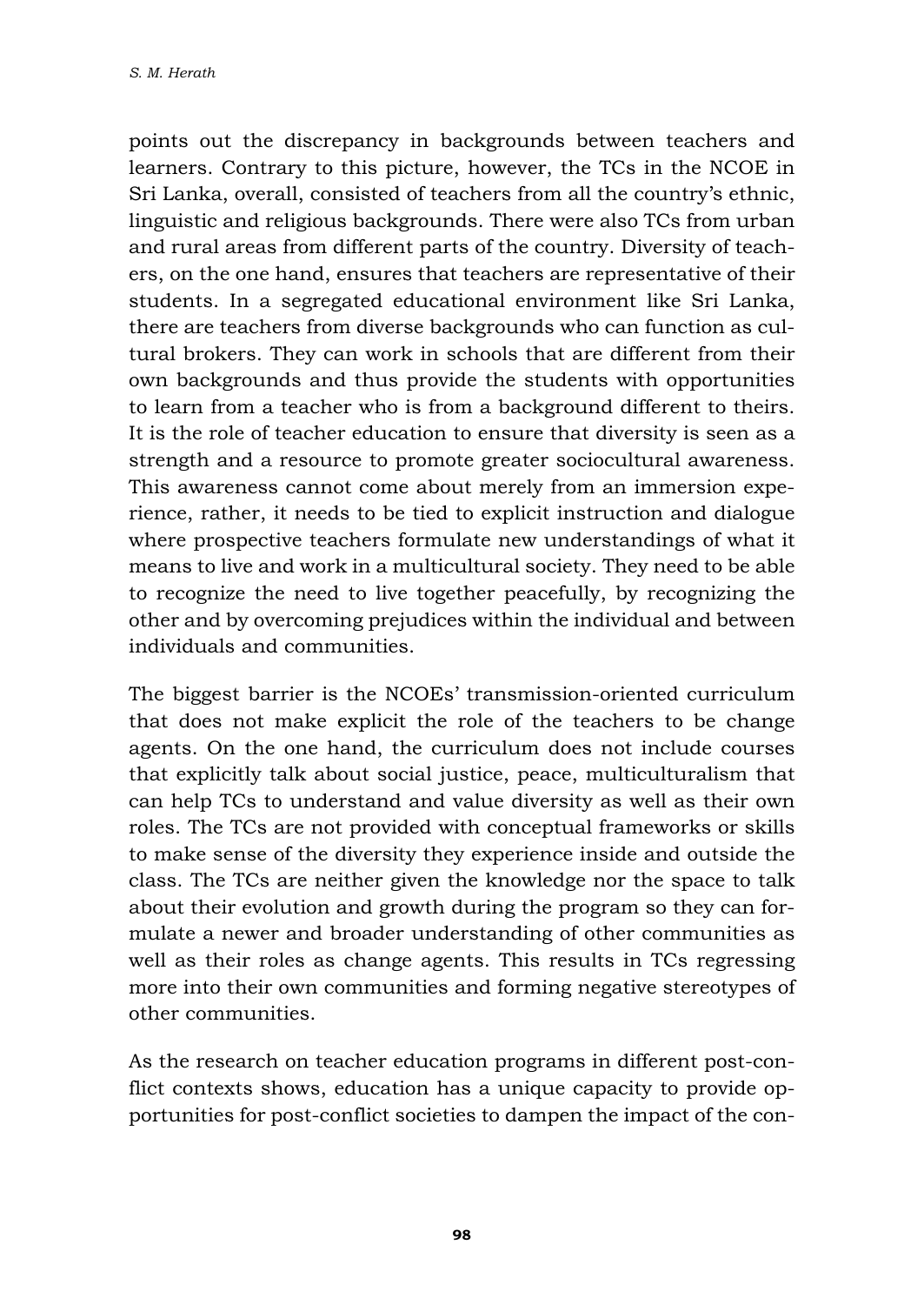points out the discrepancy in backgrounds between teachers and learners. Contrary to this picture, however, the TCs in the NCOE in Sri Lanka, overall, consisted of teachers from all the country's ethnic, linguistic and religious backgrounds. There were also TCs from urban and rural areas from different parts of the country. Diversity of teachers, on the one hand, ensures that teachers are representative of their students. In a segregated educational environment like Sri Lanka, there are teachers from diverse backgrounds who can function as cultural brokers. They can work in schools that are different from their own backgrounds and thus provide the students with opportunities to learn from a teacher who is from a background different to theirs. It is the role of teacher education to ensure that diversity is seen as a strength and a resource to promote greater sociocultural awareness. This awareness cannot come about merely from an immersion experience, rather, it needs to be tied to explicit instruction and dialogue where prospective teachers formulate new understandings of what it means to live and work in a multicultural society. They need to be able to recognize the need to live together peacefully, by recognizing the other and by overcoming prejudices within the individual and between individuals and communities.

The biggest barrier is the NCOEs' transmission-oriented curriculum that does not make explicit the role of the teachers to be change agents. On the one hand, the curriculum does not include courses that explicitly talk about social justice, peace, multiculturalism that can help TCs to understand and value diversity as well as their own roles. The TCs are not provided with conceptual frameworks or skills to make sense of the diversity they experience inside and outside the class. The TCs are neither given the knowledge nor the space to talk about their evolution and growth during the program so they can formulate a newer and broader understanding of other communities as well as their roles as change agents. This results in TCs regressing more into their own communities and forming negative stereotypes of other communities.

As the research on teacher education programs in different post-conflict contexts shows, education has a unique capacity to provide opportunities for post-conflict societies to dampen the impact of the con-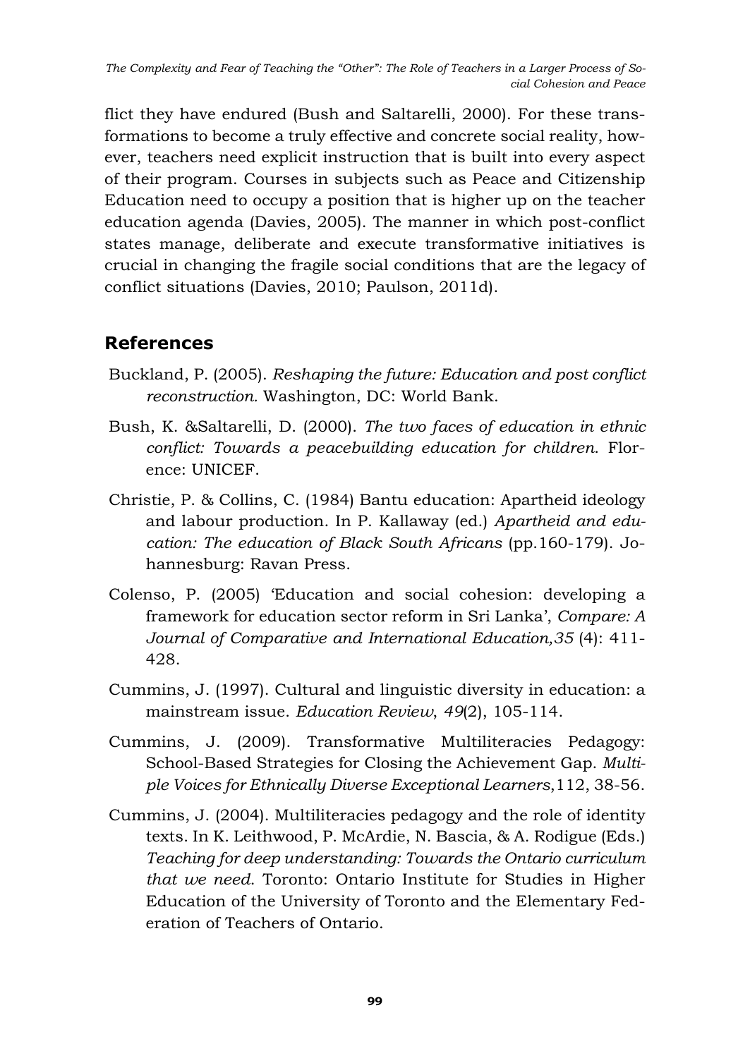flict they have endured (Bush and Saltarelli, 2000). For these transformations to become a truly effective and concrete social reality, however, teachers need explicit instruction that is built into every aspect of their program. Courses in subjects such as Peace and Citizenship Education need to occupy a position that is higher up on the teacher education agenda (Davies, 2005). The manner in which post-conflict states manage, deliberate and execute transformative initiatives is crucial in changing the fragile social conditions that are the legacy of conflict situations (Davies, 2010; Paulson, 2011d).

## References

Buckland, P. (2005). *Reshaping the future: Education and post conflict reconstruction.* Washington, DC: World Bank.

Bush, K. &Saltarelli, D. (2000). *The two faces of education in ethnic conflict: Towards a peacebuilding education for children*. Florence: UNICEF.

Christie, P. & Collins, C. (1984) Bantu education: Apartheid ideology and labour production. In P. Kallaway (ed.) *Apartheid and education: The education of Black South Africans* (pp.160-179). Johannesburg: Ravan Press.

Colenso, P. (2005) 'Education and social cohesion: developing a framework for education sector reform in Sri Lanka', *Compare: A Journal of Comparative and International Education,35* (4): 411-428.

Cummins, J. (1997). Cultural and linguistic diversity in education: a mainstream issue. *Education Review*, *49*(2), 105-114.

Cummins, J. (2009). Transformative Multiliteracies Pedagogy: School-Based Strategies for Closing the Achievement Gap. *Multiple Voices for Ethnically Diverse Exceptional Learners*,112, 38-56.

Cummins, J. (2004). Multiliteracies pedagogy and the role of identity texts. In K. Leithwood, P. McArdie, N. Bascia, & A. Rodigue (Eds.) *Teaching for deep understanding: Towards the Ontario curriculum that we need.* Toronto: Ontario Institute for Studies in Higher Education of the University of Toronto and the Elementary Federation of Teachers of Ontario.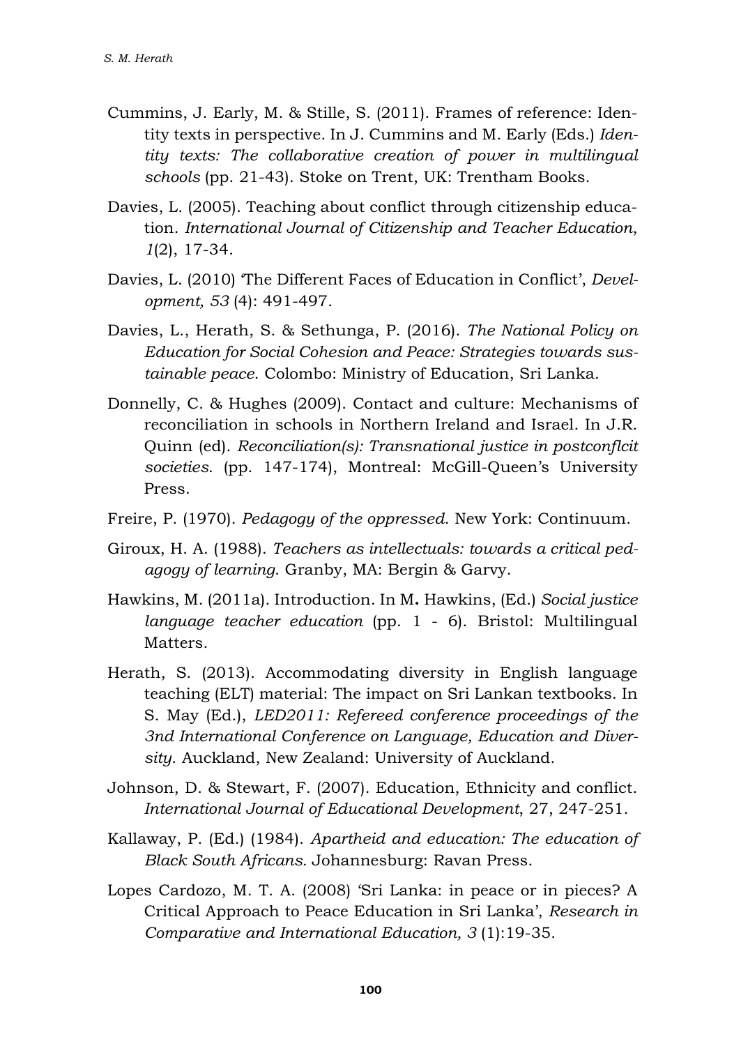Cummins, J. Early, M. & Stille, S. (2011). Frames of reference: Identity texts in perspective. In J. Cummins and M. Early (Eds.) *Identity texts: The collaborative creation of power in multilingual schools* (pp. 21-43). Stoke on Trent, UK: Trentham Books.

Davies, L. (2005). Teaching about conflict through citizenship education. *International Journal of Citizenship and Teacher Education*, *1*(2), 17-34.

Davies, L. (2010) 'The Different Faces of Education in Conflict', *Development, 53* (4): 491-497.

Davies, L., Herath, S. & Sethunga, P. (2016). *The National Policy on Education for Social Cohesion and Peace: Strategies towards sustainable peace*. Colombo: Ministry of Education, Sri Lanka.

Donnelly, C. & Hughes (2009). Contact and culture: Mechanisms of reconciliation in schools in Northern Ireland and Israel. In J.R. Quinn (ed). *Reconciliation(s): Transnational justice in postconflcit societies*. (pp. 147-174), Montreal: McGill-Queen's University Press.

Freire, P. (1970). *Pedagogy of the oppressed*. New York: Continuum.

Giroux, H. A. (1988). *Teachers as intellectuals: towards a critical pedagogy of learning*. Granby, MA: Bergin & Garvy.

Hawkins, M. (2011a). Introduction. In M**.** Hawkins, (Ed.) *Social justice language teacher education* (pp. 1 - 6). Bristol: Multilingual Matters.

Herath, S. (2013). Accommodating diversity in English language teaching (ELT) material: The impact on Sri Lankan textbooks. In S. May (Ed.), *LED2011: Refereed conference proceedings of the 3nd International Conference on Language, Education and Diversity*. Auckland, New Zealand: University of Auckland.

Johnson, D. & Stewart, F. (2007). Education, Ethnicity and conflict. *International Journal of Educational Development*, 27, 247-251.

Kallaway, P. (Ed.) (1984). *Apartheid and education: The education of Black South Africans.* Johannesburg: Ravan Press.

Lopes Cardozo, M. T. A. (2008) 'Sri Lanka: in peace or in pieces? A Critical Approach to Peace Education in Sri Lanka', *Research in Comparative and International Education, 3* (1):19-35.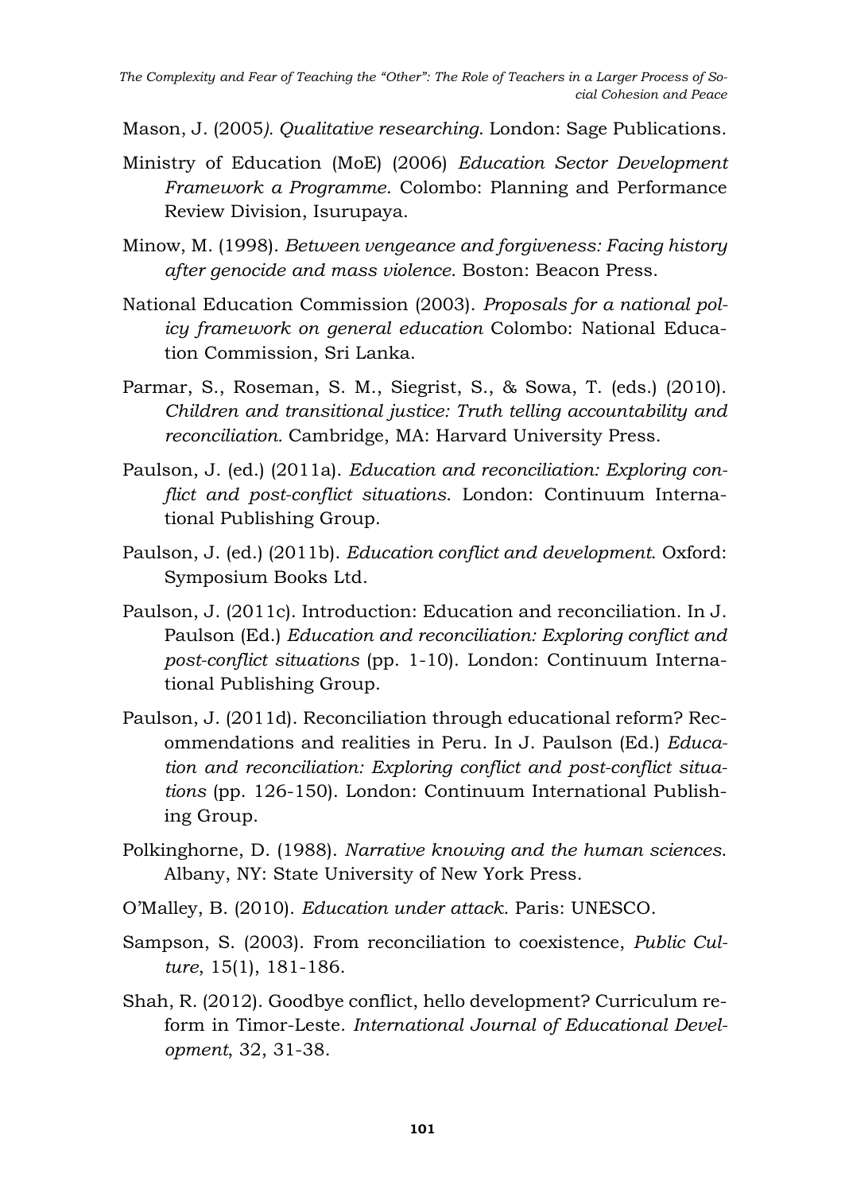Mason, J. (2005*). Qualitative researching*. London: Sage Publications.

Ministry of Education (MoE) (2006) *Education Sector Development Framework a Programme*. Colombo: Planning and Performance Review Division, Isurupaya.

Minow, M. (1998). *Between vengeance and forgiveness: Facing history after genocide and mass violence*. Boston: Beacon Press.

National Education Commission (2003). *Proposals for a national policy framework on general education* Colombo: National Education Commission, Sri Lanka.

Parmar, S., Roseman, S. M., Siegrist, S., & Sowa, T. (eds.) (2010). *Children and transitional justice: Truth telling accountability and reconciliation*. Cambridge, MA: Harvard University Press.

Paulson, J. (ed.) (2011a). *Education and reconciliation: Exploring conflict and post-conflict situations*. London: Continuum International Publishing Group.

Paulson, J. (ed.) (2011b). *Education conflict and development*. Oxford: Symposium Books Ltd.

Paulson, J. (2011c). Introduction: Education and reconciliation. In J. Paulson (Ed.) *Education and reconciliation: Exploring conflict and post-conflict situations* (pp. 1-10). London: Continuum International Publishing Group.

Paulson, J. (2011d). Reconciliation through educational reform? Recommendations and realities in Peru. In J. Paulson (Ed.) *Education and reconciliation: Exploring conflict and post-conflict situations* (pp. 126-150). London: Continuum International Publishing Group.

Polkinghorne, D. (1988). *Narrative knowing and the human sciences*. Albany, NY: State University of New York Press.

O'Malley, B. (2010). *Education under attack*. Paris: UNESCO.

Sampson, S. (2003). From reconciliation to coexistence, *Public Culture*, 15(1), 181-186.

Shah, R. (2012). Goodbye conflict, hello development? Curriculum reform in Timor-Leste. *International Journal of Educational Development*, 32, 31-38.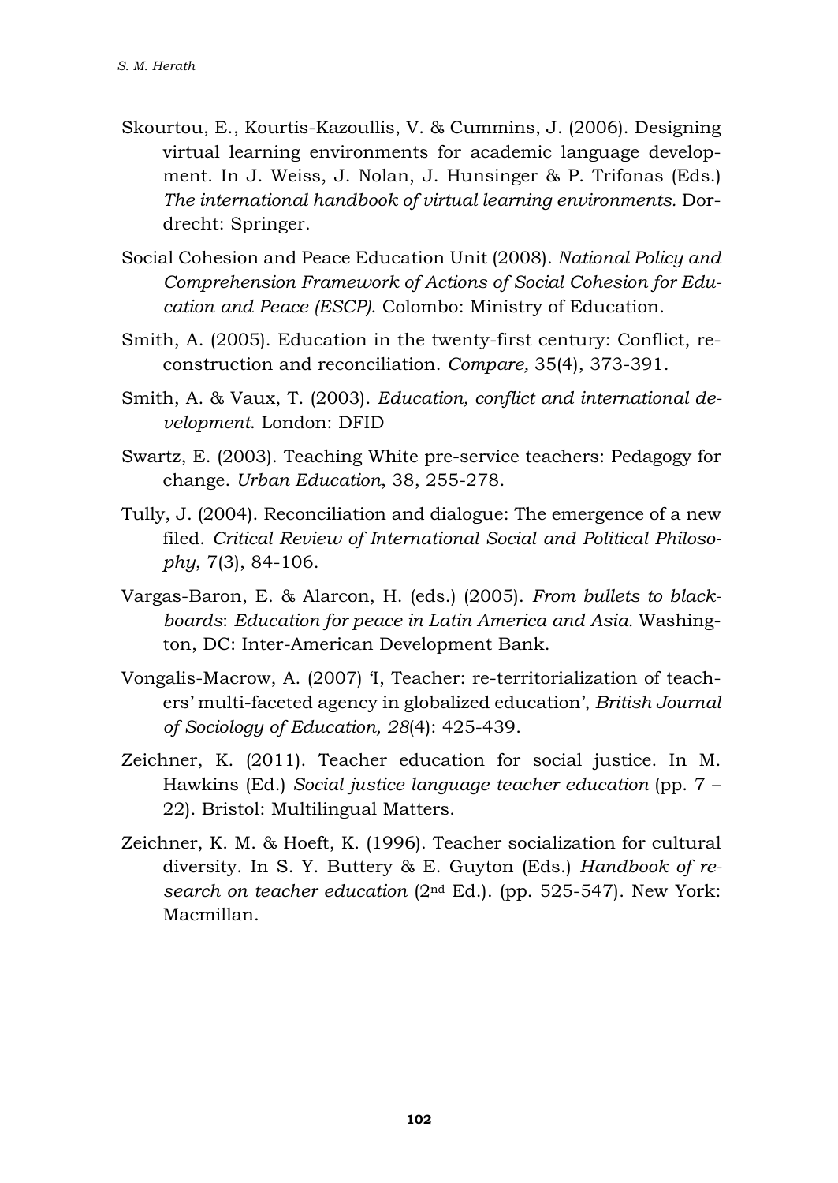Skourtou, E., Kourtis-Kazoullis, V. & Cummins, J. (2006). Designing virtual learning environments for academic language development. In J. Weiss, J. Nolan, J. Hunsinger & P. Trifonas (Eds.) *The international handbook of virtual learning environments*. Dordrecht: Springer.

Social Cohesion and Peace Education Unit (2008). *National Policy and Comprehension Framework of Actions of Social Cohesion for Education and Peace (ESCP)*. Colombo: Ministry of Education.

Smith, A. (2005). Education in the twenty-first century: Conflict, reconstruction and reconciliation. *Compare,* 35(4), 373-391.

Smith, A. & Vaux, T. (2003). *Education, conflict and international development*. London: DFID

Swartz, E. (2003). Teaching White pre-service teachers: Pedagogy for change. *Urban Education*, 38, 255-278.

Tully, J. (2004). Reconciliation and dialogue: The emergence of a new filed. *Critical Review of International Social and Political Philosophy*, 7(3), 84-106.

Vargas-Baron, E. & Alarcon, H. (eds.) (2005). *From bullets to blackboards*: *Education for peace in Latin America and Asia*. Washington, DC: Inter-American Development Bank.

Vongalis-Macrow, A. (2007) 'I, Teacher: re-territorialization of teachers' multi-faceted agency in globalized education', *British Journal of Sociology of Education, 28*(4): 425-439.

Zeichner, K. (2011). Teacher education for social justice. In M. Hawkins (Ed.) *Social justice language teacher education* (pp. 7 – 22). Bristol: Multilingual Matters.

Zeichner, K. M. & Hoeft, K. (1996). Teacher socialization for cultural diversity. In S. Y. Buttery & E. Guyton (Eds.) *Handbook of research on teacher education* (2nd Ed.). (pp. 525-547). New York: Macmillan.